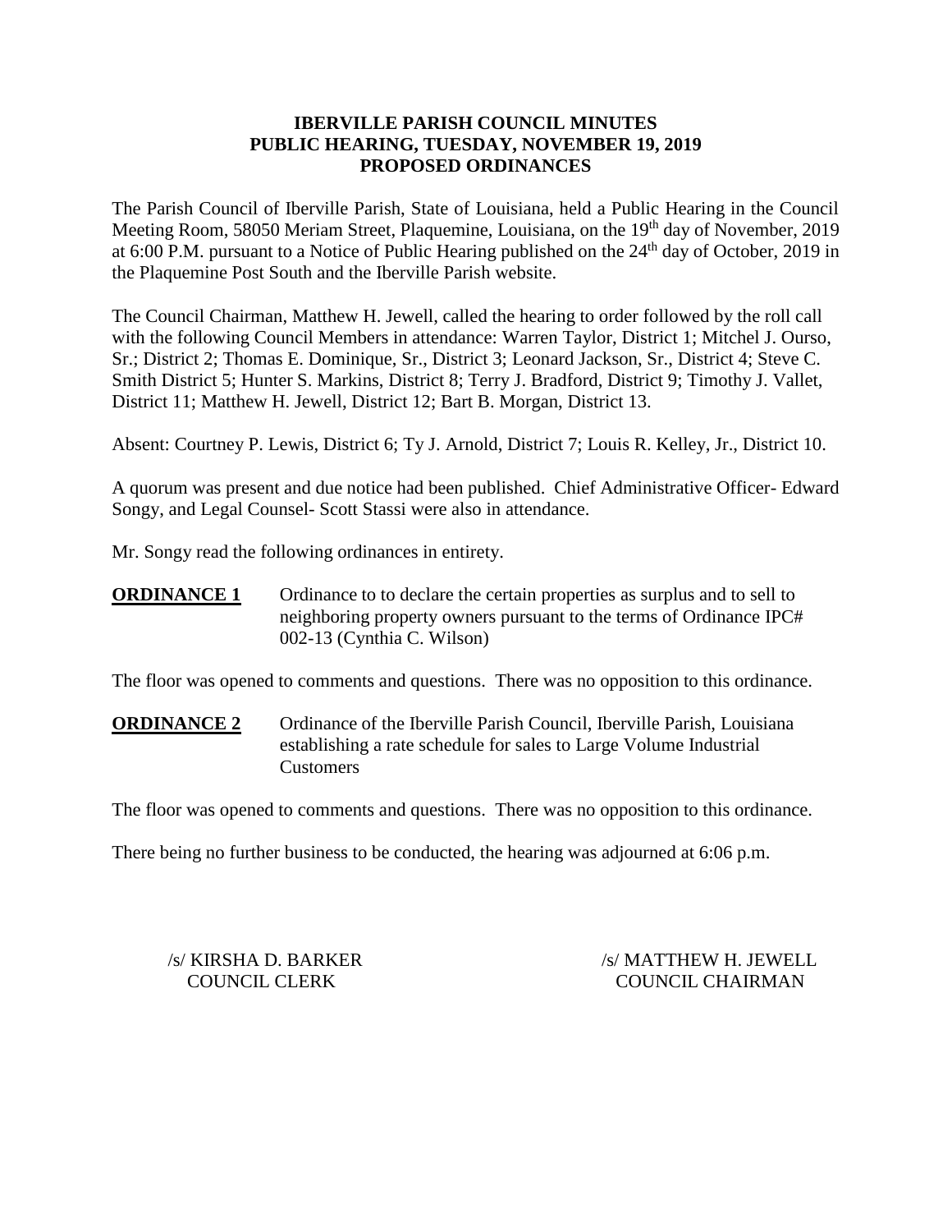# IBERVILLE PARISH COUNCIL MINUTES
## PUBLIC HEARING, TUESDAY, NOVEMBER 19, 2019
## PROPOSED ORDINANCES

The Parish Council of Iberville Parish, State of Louisiana, held a Public Hearing in the Council Meeting Room, 58050 Meriam Street, Plaquemine, Louisiana, on the 19th day of November, 2019 at 6:00 P.M. pursuant to a Notice of Public Hearing published on the 24th day of October, 2019 in the Plaquemine Post South and the Iberville Parish website.

The Council Chairman, Matthew H. Jewell, called the hearing to order followed by the roll call with the following Council Members in attendance: Warren Taylor, District 1; Mitchel J. Ourso, Sr.; District 2; Thomas E. Dominique, Sr., District 3; Leonard Jackson, Sr., District 4; Steve C. Smith District 5; Hunter S. Markins, District 8; Terry J. Bradford, District 9; Timothy J. Vallet, District 11; Matthew H. Jewell, District 12; Bart B. Morgan, District 13.

Absent: Courtney P. Lewis, District 6; Ty J. Arnold, District 7; Louis R. Kelley, Jr., District 10.

A quorum was present and due notice had been published. Chief Administrative Officer- Edward Songy, and Legal Counsel- Scott Stassi were also in attendance.

Mr. Songy read the following ordinances in entirety.

**ORDINANCE 1** Ordinance to to declare the certain properties as surplus and to sell to neighboring property owners pursuant to the terms of Ordinance IPC# 002-13 (Cynthia C. Wilson)

The floor was opened to comments and questions. There was no opposition to this ordinance.

**ORDINANCE 2** Ordinance of the Iberville Parish Council, Iberville Parish, Louisiana establishing a rate schedule for sales to Large Volume Industrial Customers

The floor was opened to comments and questions. There was no opposition to this ordinance.

There being no further business to be conducted, the hearing was adjourned at 6:06 p.m.

/s/ KIRSHA D. BARKER
COUNCIL CLERK

/s/ MATTHEW H. JEWELL
COUNCIL CHAIRMAN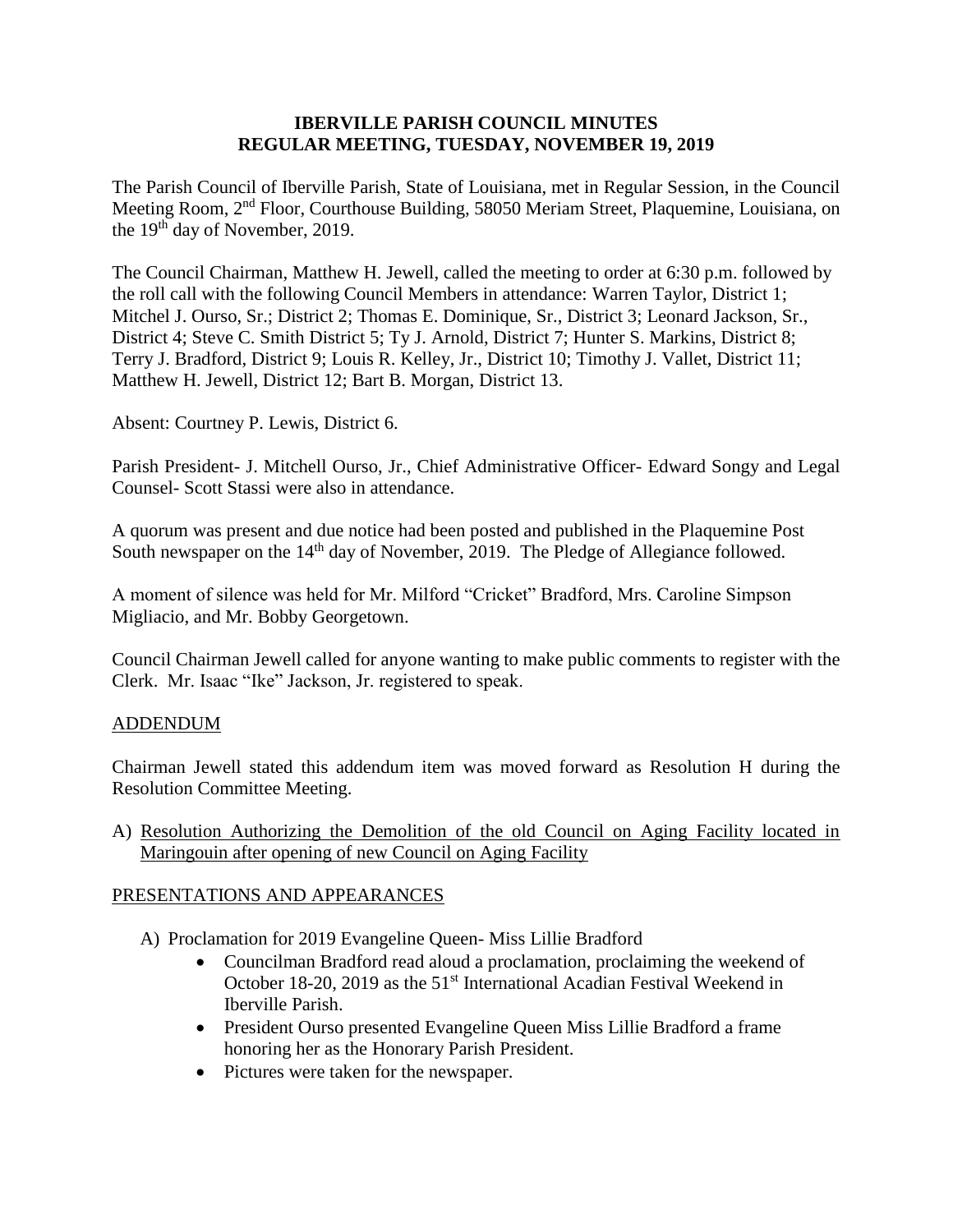# IBERVILLE PARISH COUNCIL MINUTES
# REGULAR MEETING, TUESDAY, NOVEMBER 19, 2019

The Parish Council of Iberville Parish, State of Louisiana, met in Regular Session, in the Council Meeting Room, 2nd Floor, Courthouse Building, 58050 Meriam Street, Plaquemine, Louisiana, on the 19th day of November, 2019.

The Council Chairman, Matthew H. Jewell, called the meeting to order at 6:30 p.m. followed by the roll call with the following Council Members in attendance: Warren Taylor, District 1; Mitchel J. Ourso, Sr.; District 2; Thomas E. Dominique, Sr., District 3; Leonard Jackson, Sr., District 4; Steve C. Smith District 5; Ty J. Arnold, District 7; Hunter S. Markins, District 8; Terry J. Bradford, District 9; Louis R. Kelley, Jr., District 10; Timothy J. Vallet, District 11; Matthew H. Jewell, District 12; Bart B. Morgan, District 13.

Absent: Courtney P. Lewis, District 6.

Parish President- J. Mitchell Ourso, Jr., Chief Administrative Officer- Edward Songy and Legal Counsel- Scott Stassi were also in attendance.

A quorum was present and due notice had been posted and published in the Plaquemine Post South newspaper on the 14th day of November, 2019. The Pledge of Allegiance followed.

A moment of silence was held for Mr. Milford "Cricket" Bradford, Mrs. Caroline Simpson Migliacio, and Mr. Bobby Georgetown.

Council Chairman Jewell called for anyone wanting to make public comments to register with the Clerk. Mr. Isaac "Ike" Jackson, Jr. registered to speak.

## ADDENDUM

Chairman Jewell stated this addendum item was moved forward as Resolution H during the Resolution Committee Meeting.

A) Resolution Authorizing the Demolition of the old Council on Aging Facility located in Maringouin after opening of new Council on Aging Facility

## PRESENTATIONS AND APPEARANCES

A) Proclamation for 2019 Evangeline Queen- Miss Lillie Bradford
   - Councilman Bradford read aloud a proclamation, proclaiming the weekend of October 18-20, 2019 as the 51st International Acadian Festival Weekend in Iberville Parish.
   - President Ourso presented Evangeline Queen Miss Lillie Bradford a frame honoring her as the Honorary Parish President.
   - Pictures were taken for the newspaper.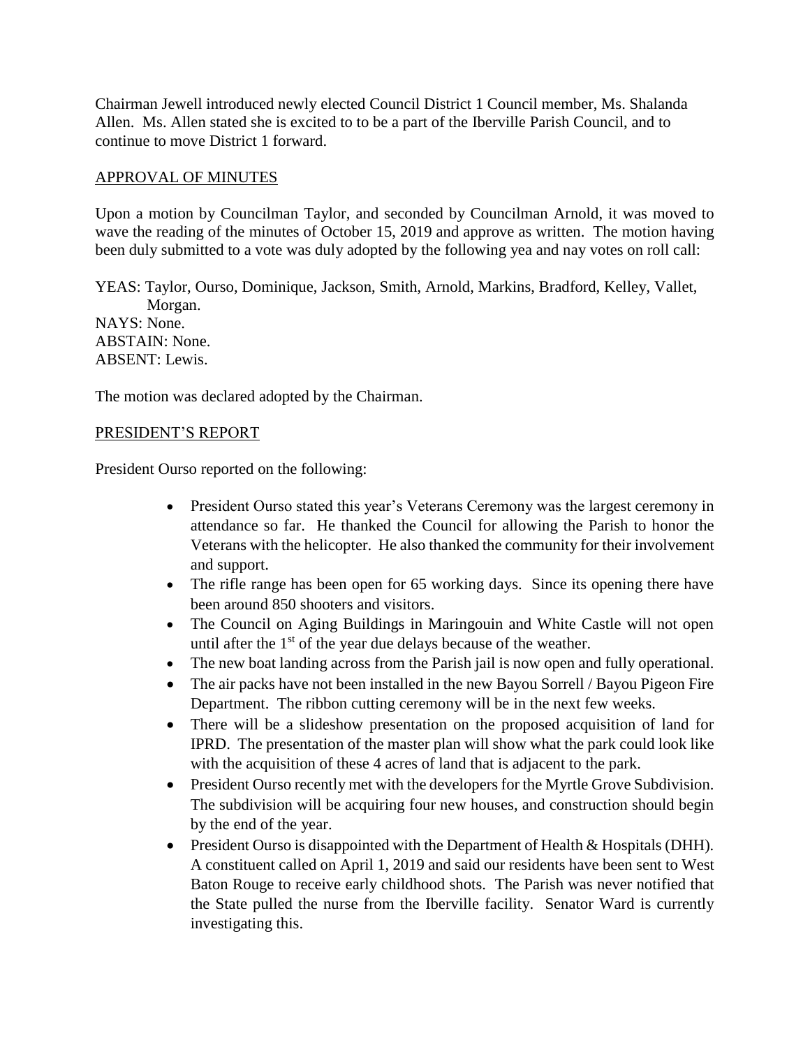Chairman Jewell introduced newly elected Council District 1 Council member, Ms. Shalanda Allen. Ms. Allen stated she is excited to to be a part of the Iberville Parish Council, and to continue to move District 1 forward.

## APPROVAL OF MINUTES

Upon a motion by Councilman Taylor, and seconded by Councilman Arnold, it was moved to wave the reading of the minutes of October 15, 2019 and approve as written. The motion having been duly submitted to a vote was duly adopted by the following yea and nay votes on roll call:

YEAS: Taylor, Ourso, Dominique, Jackson, Smith, Arnold, Markins, Bradford, Kelley, Vallet, Morgan.
NAYS: None.
ABSTAIN: None.
ABSENT: Lewis.

The motion was declared adopted by the Chairman.

## PRESIDENT'S REPORT

President Ourso reported on the following:

- President Ourso stated this year's Veterans Ceremony was the largest ceremony in attendance so far. He thanked the Council for allowing the Parish to honor the Veterans with the helicopter. He also thanked the community for their involvement and support.
- The rifle range has been open for 65 working days. Since its opening there have been around 850 shooters and visitors.
- The Council on Aging Buildings in Maringouin and White Castle will not open until after the 1st of the year due delays because of the weather.
- The new boat landing across from the Parish jail is now open and fully operational.
- The air packs have not been installed in the new Bayou Sorrell / Bayou Pigeon Fire Department. The ribbon cutting ceremony will be in the next few weeks.
- There will be a slideshow presentation on the proposed acquisition of land for IPRD. The presentation of the master plan will show what the park could look like with the acquisition of these 4 acres of land that is adjacent to the park.
- President Ourso recently met with the developers for the Myrtle Grove Subdivision. The subdivision will be acquiring four new houses, and construction should begin by the end of the year.
- President Ourso is disappointed with the Department of Health & Hospitals (DHH). A constituent called on April 1, 2019 and said our residents have been sent to West Baton Rouge to receive early childhood shots. The Parish was never notified that the State pulled the nurse from the Iberville facility. Senator Ward is currently investigating this.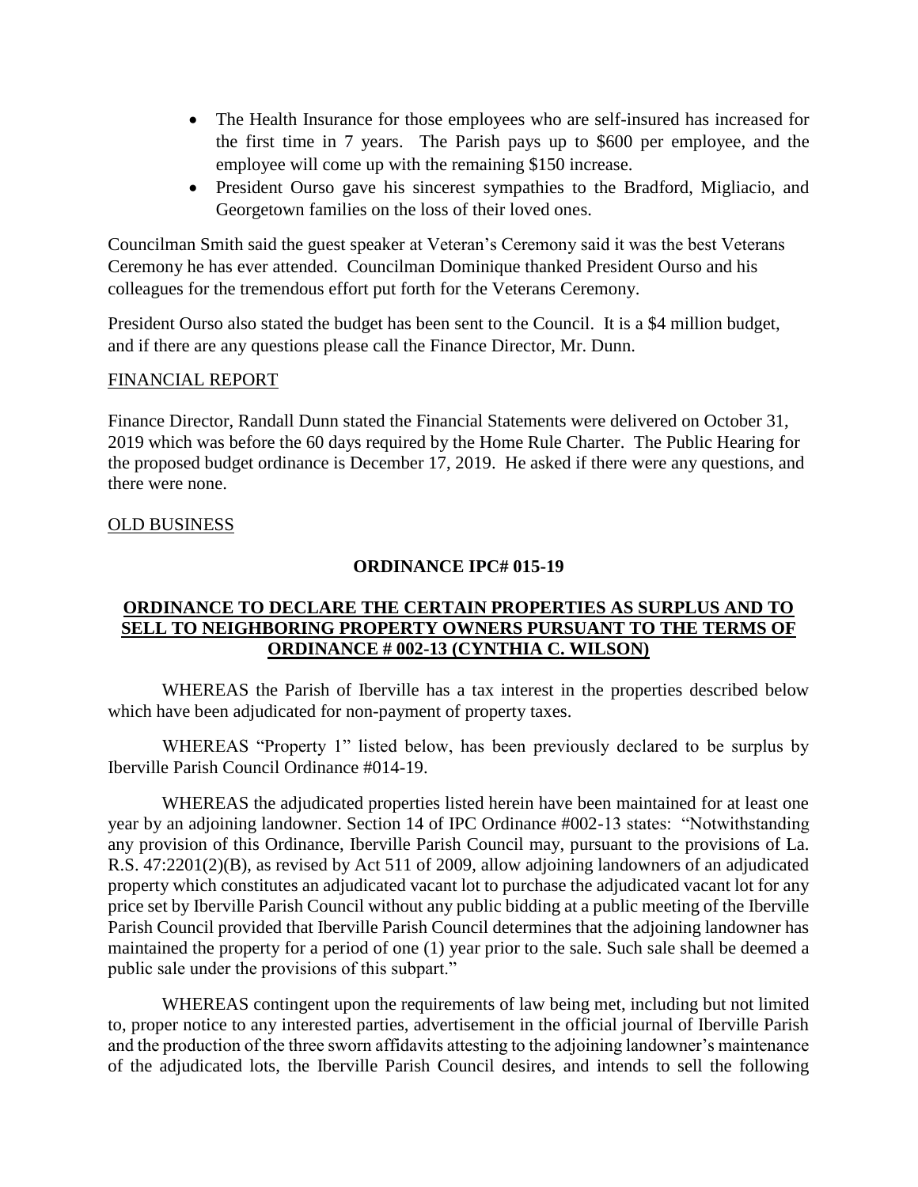- The Health Insurance for those employees who are self-insured has increased for the first time in 7 years. The Parish pays up to $600 per employee, and the employee will come up with the remaining $150 increase.
- President Ourso gave his sincerest sympathies to the Bradford, Migliacio, and Georgetown families on the loss of their loved ones.

Councilman Smith said the guest speaker at Veteran's Ceremony said it was the best Veterans Ceremony he has ever attended. Councilman Dominique thanked President Ourso and his colleagues for the tremendous effort put forth for the Veterans Ceremony.

President Ourso also stated the budget has been sent to the Council. It is a $4 million budget, and if there are any questions please call the Finance Director, Mr. Dunn.

FINANCIAL REPORT

Finance Director, Randall Dunn stated the Financial Statements were delivered on October 31, 2019 which was before the 60 days required by the Home Rule Charter. The Public Hearing for the proposed budget ordinance is December 17, 2019. He asked if there were any questions, and there were none.

OLD BUSINESS

**ORDINANCE IPC# 015-19**

**ORDINANCE TO DECLARE THE CERTAIN PROPERTIES AS SURPLUS AND TO SELL TO NEIGHBORING PROPERTY OWNERS PURSUANT TO THE TERMS OF ORDINANCE # 002-13 (CYNTHIA C. WILSON)**

WHEREAS the Parish of Iberville has a tax interest in the properties described below which have been adjudicated for non-payment of property taxes.

WHEREAS "Property 1" listed below, has been previously declared to be surplus by Iberville Parish Council Ordinance #014-19.

WHEREAS the adjudicated properties listed herein have been maintained for at least one year by an adjoining landowner. Section 14 of IPC Ordinance #002-13 states: "Notwithstanding any provision of this Ordinance, Iberville Parish Council may, pursuant to the provisions of La. R.S. 47:2201(2)(B), as revised by Act 511 of 2009, allow adjoining landowners of an adjudicated property which constitutes an adjudicated vacant lot to purchase the adjudicated vacant lot for any price set by Iberville Parish Council without any public bidding at a public meeting of the Iberville Parish Council provided that Iberville Parish Council determines that the adjoining landowner has maintained the property for a period of one (1) year prior to the sale. Such sale shall be deemed a public sale under the provisions of this subpart."

WHEREAS contingent upon the requirements of law being met, including but not limited to, proper notice to any interested parties, advertisement in the official journal of Iberville Parish and the production of the three sworn affidavits attesting to the adjoining landowner's maintenance of the adjudicated lots, the Iberville Parish Council desires, and intends to sell the following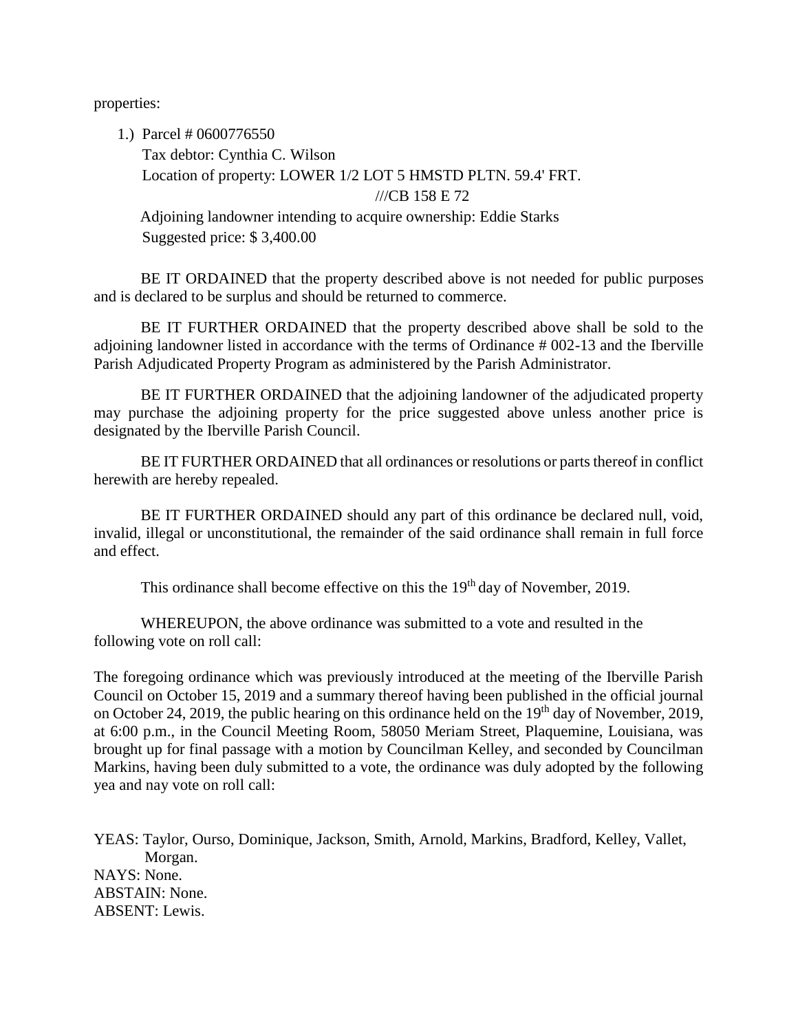properties:

1.) Parcel # 0600776550
    Tax debtor: Cynthia C. Wilson
    Location of property: LOWER 1/2 LOT 5 HMSTD PLTN. 59.4' FRT.
    ///CB 158 E 72
    Adjoining landowner intending to acquire ownership: Eddie Starks
    Suggested price: $ 3,400.00

BE IT ORDAINED that the property described above is not needed for public purposes and is declared to be surplus and should be returned to commerce.

BE IT FURTHER ORDAINED that the property described above shall be sold to the adjoining landowner listed in accordance with the terms of Ordinance # 002-13 and the Iberville Parish Adjudicated Property Program as administered by the Parish Administrator.

BE IT FURTHER ORDAINED that the adjoining landowner of the adjudicated property may purchase the adjoining property for the price suggested above unless another price is designated by the Iberville Parish Council.

BE IT FURTHER ORDAINED that all ordinances or resolutions or parts thereof in conflict herewith are hereby repealed.

BE IT FURTHER ORDAINED should any part of this ordinance be declared null, void, invalid, illegal or unconstitutional, the remainder of the said ordinance shall remain in full force and effect.

This ordinance shall become effective on this the 19th day of November, 2019.

WHEREUPON, the above ordinance was submitted to a vote and resulted in the following vote on roll call:

The foregoing ordinance which was previously introduced at the meeting of the Iberville Parish Council on October 15, 2019 and a summary thereof having been published in the official journal on October 24, 2019, the public hearing on this ordinance held on the 19th day of November, 2019, at 6:00 p.m., in the Council Meeting Room, 58050 Meriam Street, Plaquemine, Louisiana, was brought up for final passage with a motion by Councilman Kelley, and seconded by Councilman Markins, having been duly submitted to a vote, the ordinance was duly adopted by the following yea and nay vote on roll call:

YEAS: Taylor, Ourso, Dominique, Jackson, Smith, Arnold, Markins, Bradford, Kelley, Vallet, Morgan.
NAYS: None.
ABSTAIN: None.
ABSENT: Lewis.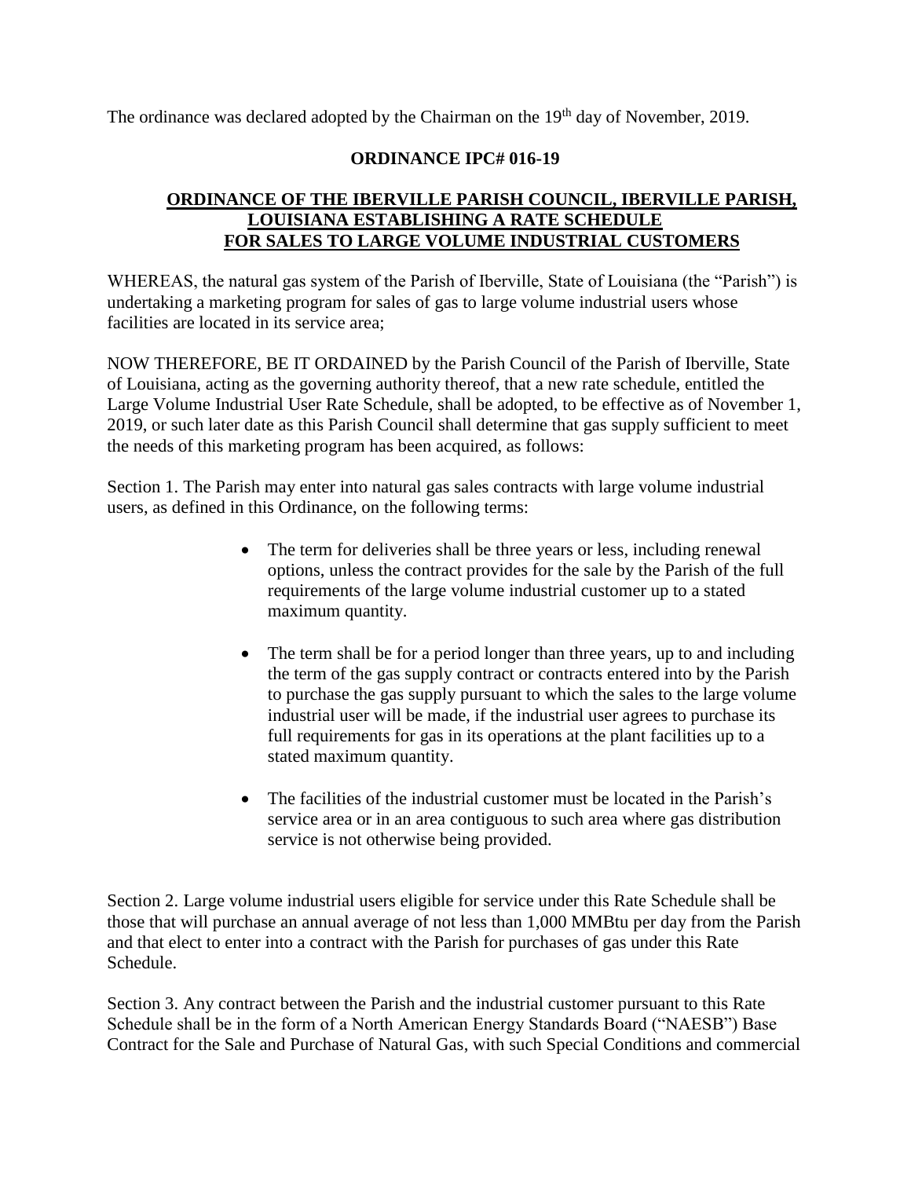The ordinance was declared adopted by the Chairman on the 19th day of November, 2019.

**ORDINANCE IPC# 016-19**

**ORDINANCE OF THE IBERVILLE PARISH COUNCIL, IBERVILLE PARISH, LOUISIANA ESTABLISHING A RATE SCHEDULE FOR SALES TO LARGE VOLUME INDUSTRIAL CUSTOMERS**

WHEREAS, the natural gas system of the Parish of Iberville, State of Louisiana (the "Parish") is undertaking a marketing program for sales of gas to large volume industrial users whose facilities are located in its service area;

NOW THEREFORE, BE IT ORDAINED by the Parish Council of the Parish of Iberville, State of Louisiana, acting as the governing authority thereof, that a new rate schedule, entitled the Large Volume Industrial User Rate Schedule, shall be adopted, to be effective as of November 1, 2019, or such later date as this Parish Council shall determine that gas supply sufficient to meet the needs of this marketing program has been acquired, as follows:

Section 1. The Parish may enter into natural gas sales contracts with large volume industrial users, as defined in this Ordinance, on the following terms:

- The term for deliveries shall be three years or less, including renewal options, unless the contract provides for the sale by the Parish of the full requirements of the large volume industrial customer up to a stated maximum quantity.

- The term shall be for a period longer than three years, up to and including the term of the gas supply contract or contracts entered into by the Parish to purchase the gas supply pursuant to which the sales to the large volume industrial user will be made, if the industrial user agrees to purchase its full requirements for gas in its operations at the plant facilities up to a stated maximum quantity.

- The facilities of the industrial customer must be located in the Parish's service area or in an area contiguous to such area where gas distribution service is not otherwise being provided.

Section 2. Large volume industrial users eligible for service under this Rate Schedule shall be those that will purchase an annual average of not less than 1,000 MMBtu per day from the Parish and that elect to enter into a contract with the Parish for purchases of gas under this Rate Schedule.

Section 3. Any contract between the Parish and the industrial customer pursuant to this Rate Schedule shall be in the form of a North American Energy Standards Board ("NAESB") Base Contract for the Sale and Purchase of Natural Gas, with such Special Conditions and commercial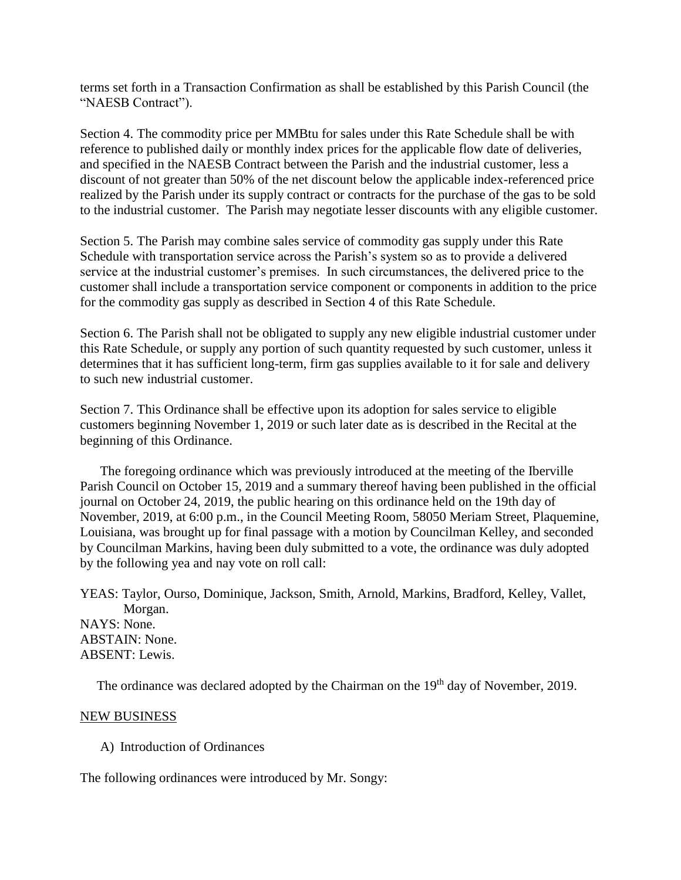terms set forth in a Transaction Confirmation as shall be established by this Parish Council (the "NAESB Contract").

Section 4. The commodity price per MMBtu for sales under this Rate Schedule shall be with reference to published daily or monthly index prices for the applicable flow date of deliveries, and specified in the NAESB Contract between the Parish and the industrial customer, less a discount of not greater than 50% of the net discount below the applicable index-referenced price realized by the Parish under its supply contract or contracts for the purchase of the gas to be sold to the industrial customer. The Parish may negotiate lesser discounts with any eligible customer.

Section 5. The Parish may combine sales service of commodity gas supply under this Rate Schedule with transportation service across the Parish's system so as to provide a delivered service at the industrial customer's premises. In such circumstances, the delivered price to the customer shall include a transportation service component or components in addition to the price for the commodity gas supply as described in Section 4 of this Rate Schedule.

Section 6. The Parish shall not be obligated to supply any new eligible industrial customer under this Rate Schedule, or supply any portion of such quantity requested by such customer, unless it determines that it has sufficient long-term, firm gas supplies available to it for sale and delivery to such new industrial customer.

Section 7. This Ordinance shall be effective upon its adoption for sales service to eligible customers beginning November 1, 2019 or such later date as is described in the Recital at the beginning of this Ordinance.

The foregoing ordinance which was previously introduced at the meeting of the Iberville Parish Council on October 15, 2019 and a summary thereof having been published in the official journal on October 24, 2019, the public hearing on this ordinance held on the 19th day of November, 2019, at 6:00 p.m., in the Council Meeting Room, 58050 Meriam Street, Plaquemine, Louisiana, was brought up for final passage with a motion by Councilman Kelley, and seconded by Councilman Markins, having been duly submitted to a vote, the ordinance was duly adopted by the following yea and nay vote on roll call:

YEAS: Taylor, Ourso, Dominique, Jackson, Smith, Arnold, Markins, Bradford, Kelley, Vallet, Morgan.
NAYS: None.
ABSTAIN: None.
ABSENT: Lewis.

The ordinance was declared adopted by the Chairman on the 19th day of November, 2019.

NEW BUSINESS

A) Introduction of Ordinances

The following ordinances were introduced by Mr. Songy: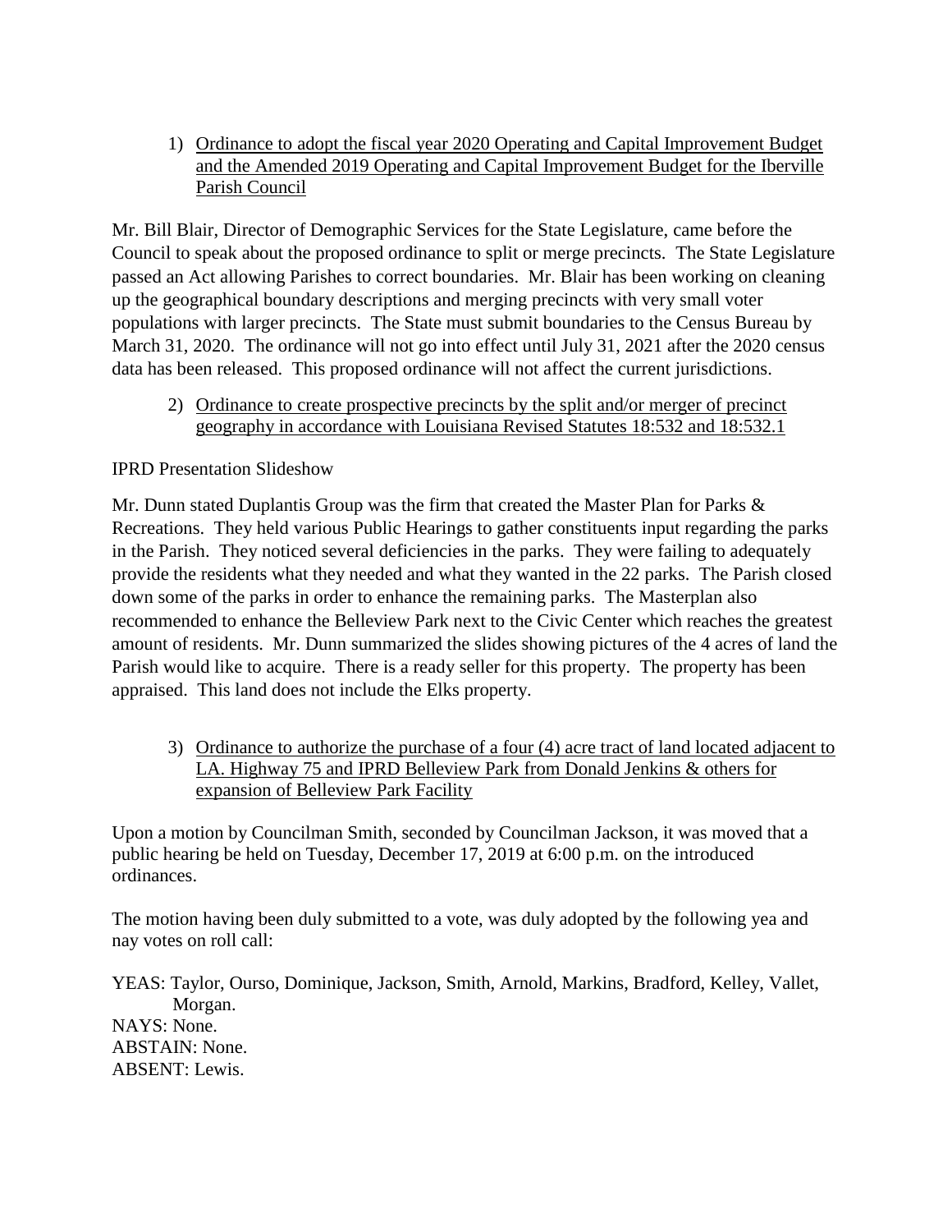1) <u>Ordinance to adopt the fiscal year 2020 Operating and Capital Improvement Budget and the Amended 2019 Operating and Capital Improvement Budget for the Iberville Parish Council</u>

Mr. Bill Blair, Director of Demographic Services for the State Legislature, came before the Council to speak about the proposed ordinance to split or merge precincts. The State Legislature passed an Act allowing Parishes to correct boundaries. Mr. Blair has been working on cleaning up the geographical boundary descriptions and merging precincts with very small voter populations with larger precincts. The State must submit boundaries to the Census Bureau by March 31, 2020. The ordinance will not go into effect until July 31, 2021 after the 2020 census data has been released. This proposed ordinance will not affect the current jurisdictions.

2) <u>Ordinance to create prospective precincts by the split and/or merger of precinct geography in accordance with Louisiana Revised Statutes 18:532 and 18:532.1</u>

IPRD Presentation Slideshow

Mr. Dunn stated Duplantis Group was the firm that created the Master Plan for Parks & Recreations. They held various Public Hearings to gather constituents input regarding the parks in the Parish. They noticed several deficiencies in the parks. They were failing to adequately provide the residents what they needed and what they wanted in the 22 parks. The Parish closed down some of the parks in order to enhance the remaining parks. The Masterplan also recommended to enhance the Belleview Park next to the Civic Center which reaches the greatest amount of residents. Mr. Dunn summarized the slides showing pictures of the 4 acres of land the Parish would like to acquire. There is a ready seller for this property. The property has been appraised. This land does not include the Elks property.

3) <u>Ordinance to authorize the purchase of a four (4) acre tract of land located adjacent to LA. Highway 75 and IPRD Belleview Park from Donald Jenkins & others for expansion of Belleview Park Facility</u>

Upon a motion by Councilman Smith, seconded by Councilman Jackson, it was moved that a public hearing be held on Tuesday, December 17, 2019 at 6:00 p.m. on the introduced ordinances.

The motion having been duly submitted to a vote, was duly adopted by the following yea and nay votes on roll call:

YEAS: Taylor, Ourso, Dominique, Jackson, Smith, Arnold, Markins, Bradford, Kelley, Vallet, Morgan.
NAYS: None.
ABSTAIN: None.
ABSENT: Lewis.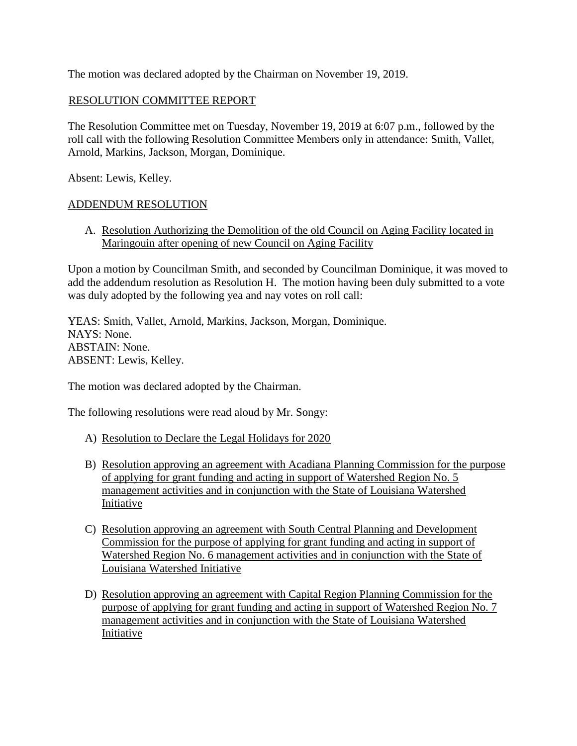The motion was declared adopted by the Chairman on November 19, 2019.

RESOLUTION COMMITTEE REPORT

The Resolution Committee met on Tuesday, November 19, 2019 at 6:07 p.m., followed by the roll call with the following Resolution Committee Members only in attendance: Smith, Vallet, Arnold, Markins, Jackson, Morgan, Dominique.

Absent: Lewis, Kelley.

ADDENDUM RESOLUTION

A. Resolution Authorizing the Demolition of the old Council on Aging Facility located in Maringouin after opening of new Council on Aging Facility

Upon a motion by Councilman Smith, and seconded by Councilman Dominique, it was moved to add the addendum resolution as Resolution H. The motion having been duly submitted to a vote was duly adopted by the following yea and nay votes on roll call:

YEAS: Smith, Vallet, Arnold, Markins, Jackson, Morgan, Dominique.
NAYS: None.
ABSTAIN: None.
ABSENT: Lewis, Kelley.

The motion was declared adopted by the Chairman.

The following resolutions were read aloud by Mr. Songy:

A) Resolution to Declare the Legal Holidays for 2020

B) Resolution approving an agreement with Acadiana Planning Commission for the purpose of applying for grant funding and acting in support of Watershed Region No. 5 management activities and in conjunction with the State of Louisiana Watershed Initiative

C) Resolution approving an agreement with South Central Planning and Development Commission for the purpose of applying for grant funding and acting in support of Watershed Region No. 6 management activities and in conjunction with the State of Louisiana Watershed Initiative

D) Resolution approving an agreement with Capital Region Planning Commission for the purpose of applying for grant funding and acting in support of Watershed Region No. 7 management activities and in conjunction with the State of Louisiana Watershed Initiative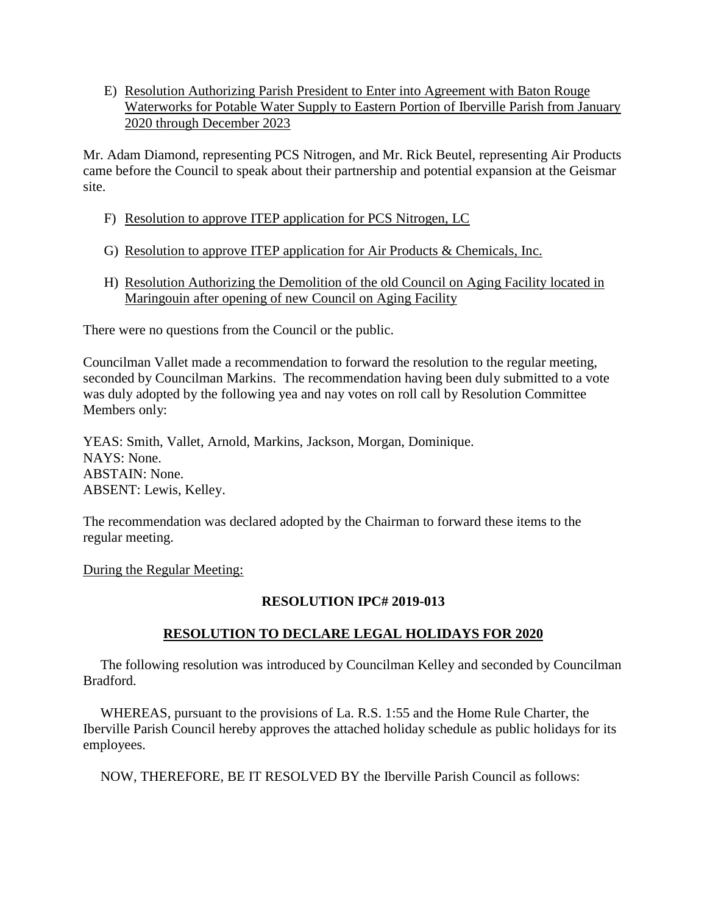E) <u>Resolution Authorizing Parish President to Enter into Agreement with Baton Rouge Waterworks for Potable Water Supply to Eastern Portion of Iberville Parish from January 2020 through December 2023</u>

Mr. Adam Diamond, representing PCS Nitrogen, and Mr. Rick Beutel, representing Air Products came before the Council to speak about their partnership and potential expansion at the Geismar site.

F) <u>Resolution to approve ITEP application for PCS Nitrogen, LC</u>

G) <u>Resolution to approve ITEP application for Air Products & Chemicals, Inc.</u>

H) <u>Resolution Authorizing the Demolition of the old Council on Aging Facility located in Maringouin after opening of new Council on Aging Facility</u>

There were no questions from the Council or the public.

Councilman Vallet made a recommendation to forward the resolution to the regular meeting, seconded by Councilman Markins. The recommendation having been duly submitted to a vote was duly adopted by the following yea and nay votes on roll call by Resolution Committee Members only:

YEAS: Smith, Vallet, Arnold, Markins, Jackson, Morgan, Dominique.
NAYS: None.
ABSTAIN: None.
ABSENT: Lewis, Kelley.

The recommendation was declared adopted by the Chairman to forward these items to the regular meeting.

<u>During the Regular Meeting:</u>

**RESOLUTION IPC# 2019-013**

**<u>RESOLUTION TO DECLARE LEGAL HOLIDAYS FOR 2020</u>**

The following resolution was introduced by Councilman Kelley and seconded by Councilman Bradford.

WHEREAS, pursuant to the provisions of La. R.S. 1:55 and the Home Rule Charter, the Iberville Parish Council hereby approves the attached holiday schedule as public holidays for its employees.

NOW, THEREFORE, BE IT RESOLVED BY the Iberville Parish Council as follows: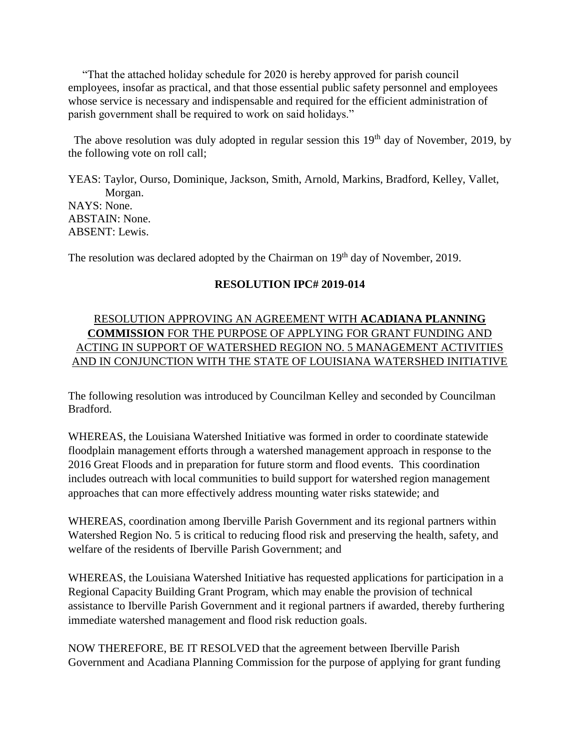"That the attached holiday schedule for 2020 is hereby approved for parish council employees, insofar as practical, and that those essential public safety personnel and employees whose service is necessary and indispensable and required for the efficient administration of parish government shall be required to work on said holidays."

The above resolution was duly adopted in regular session this 19th day of November, 2019, by the following vote on roll call;

YEAS: Taylor, Ourso, Dominique, Jackson, Smith, Arnold, Markins, Bradford, Kelley, Vallet, Morgan.
NAYS: None.
ABSTAIN: None.
ABSENT: Lewis.

The resolution was declared adopted by the Chairman on 19th day of November, 2019.

**RESOLUTION IPC# 2019-014**

RESOLUTION APPROVING AN AGREEMENT WITH **ACADIANA PLANNING COMMISSION** FOR THE PURPOSE OF APPLYING FOR GRANT FUNDING AND ACTING IN SUPPORT OF WATERSHED REGION NO. 5 MANAGEMENT ACTIVITIES AND IN CONJUNCTION WITH THE STATE OF LOUISIANA WATERSHED INITIATIVE

The following resolution was introduced by Councilman Kelley and seconded by Councilman Bradford.

WHEREAS, the Louisiana Watershed Initiative was formed in order to coordinate statewide floodplain management efforts through a watershed management approach in response to the 2016 Great Floods and in preparation for future storm and flood events. This coordination includes outreach with local communities to build support for watershed region management approaches that can more effectively address mounting water risks statewide; and

WHEREAS, coordination among Iberville Parish Government and its regional partners within Watershed Region No. 5 is critical to reducing flood risk and preserving the health, safety, and welfare of the residents of Iberville Parish Government; and

WHEREAS, the Louisiana Watershed Initiative has requested applications for participation in a Regional Capacity Building Grant Program, which may enable the provision of technical assistance to Iberville Parish Government and it regional partners if awarded, thereby furthering immediate watershed management and flood risk reduction goals.

NOW THEREFORE, BE IT RESOLVED that the agreement between Iberville Parish Government and Acadiana Planning Commission for the purpose of applying for grant funding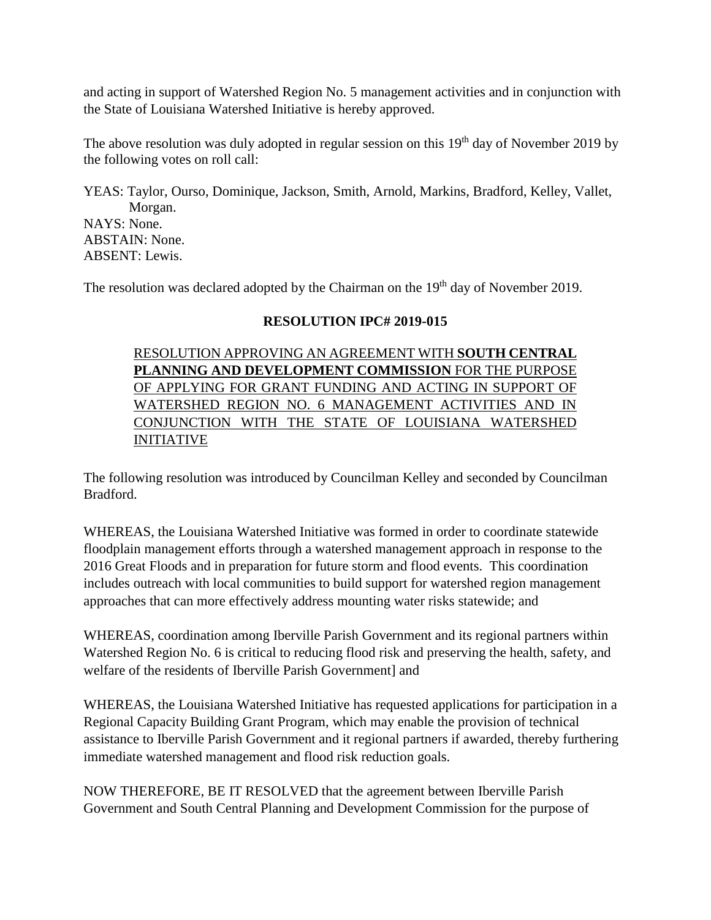and acting in support of Watershed Region No. 5 management activities and in conjunction with the State of Louisiana Watershed Initiative is hereby approved.

The above resolution was duly adopted in regular session on this 19th day of November 2019 by the following votes on roll call:

YEAS: Taylor, Ourso, Dominique, Jackson, Smith, Arnold, Markins, Bradford, Kelley, Vallet, Morgan.
NAYS: None.
ABSTAIN: None.
ABSENT: Lewis.

The resolution was declared adopted by the Chairman on the 19th day of November 2019.

**RESOLUTION IPC# 2019-015**

RESOLUTION APPROVING AN AGREEMENT WITH **SOUTH CENTRAL PLANNING AND DEVELOPMENT COMMISSION** FOR THE PURPOSE OF APPLYING FOR GRANT FUNDING AND ACTING IN SUPPORT OF WATERSHED REGION NO. 6 MANAGEMENT ACTIVITIES AND IN CONJUNCTION WITH THE STATE OF LOUISIANA WATERSHED INITIATIVE

The following resolution was introduced by Councilman Kelley and seconded by Councilman Bradford.

WHEREAS, the Louisiana Watershed Initiative was formed in order to coordinate statewide floodplain management efforts through a watershed management approach in response to the 2016 Great Floods and in preparation for future storm and flood events. This coordination includes outreach with local communities to build support for watershed region management approaches that can more effectively address mounting water risks statewide; and

WHEREAS, coordination among Iberville Parish Government and its regional partners within Watershed Region No. 6 is critical to reducing flood risk and preserving the health, safety, and welfare of the residents of Iberville Parish Government] and

WHEREAS, the Louisiana Watershed Initiative has requested applications for participation in a Regional Capacity Building Grant Program, which may enable the provision of technical assistance to Iberville Parish Government and it regional partners if awarded, thereby furthering immediate watershed management and flood risk reduction goals.

NOW THEREFORE, BE IT RESOLVED that the agreement between Iberville Parish Government and South Central Planning and Development Commission for the purpose of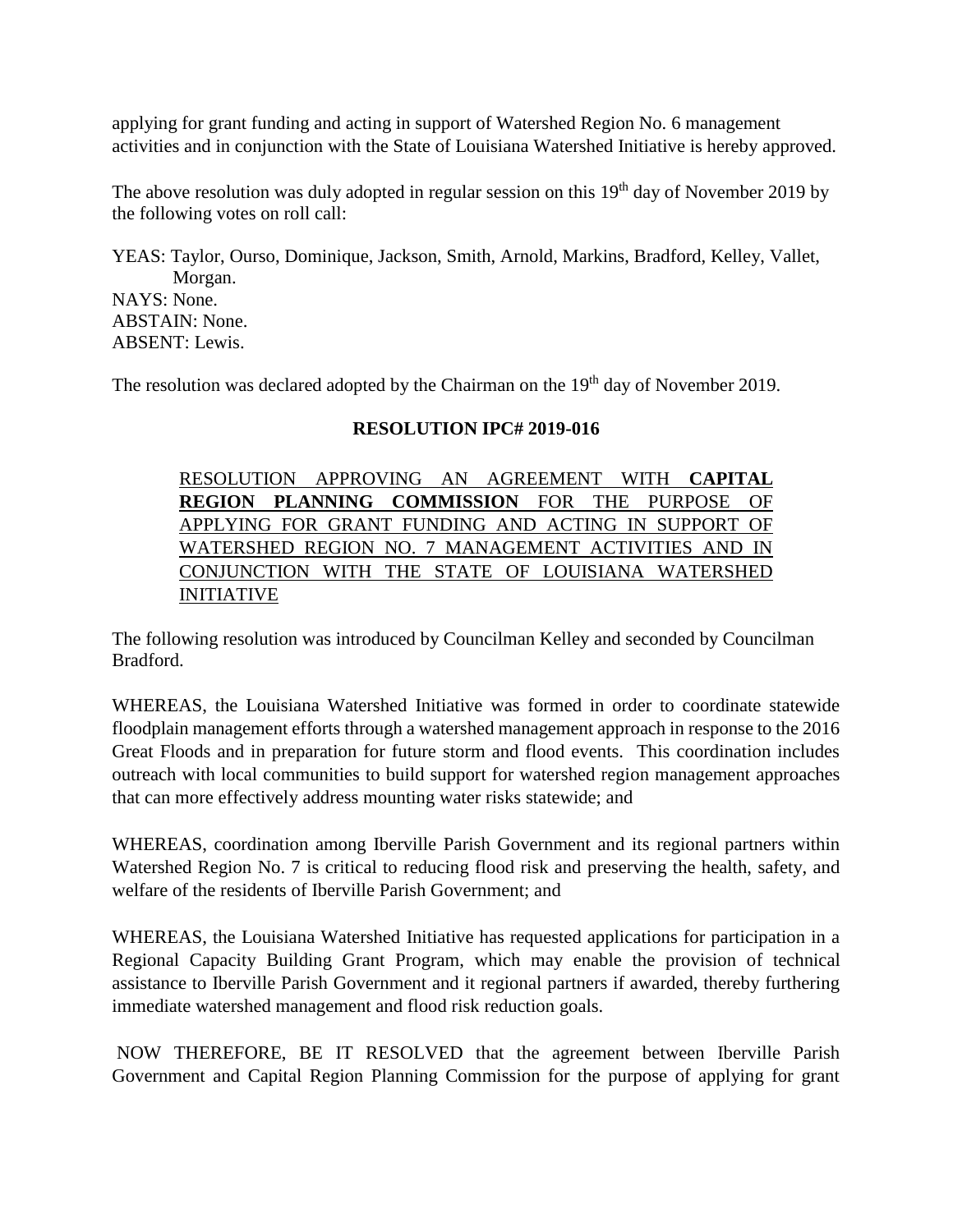applying for grant funding and acting in support of Watershed Region No. 6 management activities and in conjunction with the State of Louisiana Watershed Initiative is hereby approved.

The above resolution was duly adopted in regular session on this 19th day of November 2019 by the following votes on roll call:

YEAS: Taylor, Ourso, Dominique, Jackson, Smith, Arnold, Markins, Bradford, Kelley, Vallet, Morgan.
NAYS: None.
ABSTAIN: None.
ABSENT: Lewis.

The resolution was declared adopted by the Chairman on the 19th day of November 2019.

**RESOLUTION IPC# 2019-016**

RESOLUTION APPROVING AN AGREEMENT WITH **CAPITAL REGION PLANNING COMMISSION** FOR THE PURPOSE OF APPLYING FOR GRANT FUNDING AND ACTING IN SUPPORT OF WATERSHED REGION NO. 7 MANAGEMENT ACTIVITIES AND IN CONJUNCTION WITH THE STATE OF LOUISIANA WATERSHED INITIATIVE

The following resolution was introduced by Councilman Kelley and seconded by Councilman Bradford.

WHEREAS, the Louisiana Watershed Initiative was formed in order to coordinate statewide floodplain management efforts through a watershed management approach in response to the 2016 Great Floods and in preparation for future storm and flood events. This coordination includes outreach with local communities to build support for watershed region management approaches that can more effectively address mounting water risks statewide; and

WHEREAS, coordination among Iberville Parish Government and its regional partners within Watershed Region No. 7 is critical to reducing flood risk and preserving the health, safety, and welfare of the residents of Iberville Parish Government; and

WHEREAS, the Louisiana Watershed Initiative has requested applications for participation in a Regional Capacity Building Grant Program, which may enable the provision of technical assistance to Iberville Parish Government and it regional partners if awarded, thereby furthering immediate watershed management and flood risk reduction goals.

NOW THEREFORE, BE IT RESOLVED that the agreement between Iberville Parish Government and Capital Region Planning Commission for the purpose of applying for grant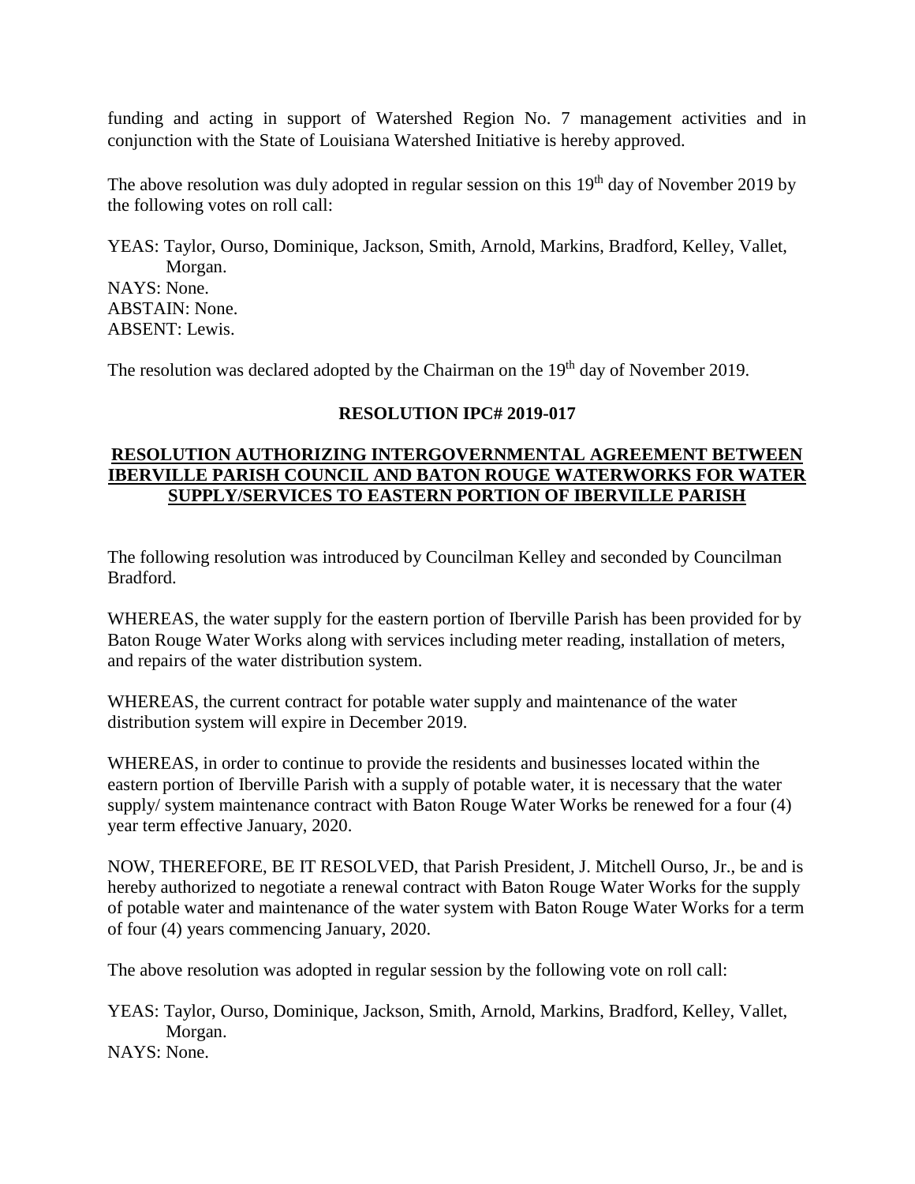funding and acting in support of Watershed Region No. 7 management activities and in conjunction with the State of Louisiana Watershed Initiative is hereby approved.

The above resolution was duly adopted in regular session on this 19th day of November 2019 by the following votes on roll call:

YEAS: Taylor, Ourso, Dominique, Jackson, Smith, Arnold, Markins, Bradford, Kelley, Vallet, Morgan.
NAYS: None.
ABSTAIN: None.
ABSENT: Lewis.

The resolution was declared adopted by the Chairman on the 19th day of November 2019.

**RESOLUTION IPC# 2019-017**

**RESOLUTION AUTHORIZING INTERGOVERNMENTAL AGREEMENT BETWEEN IBERVILLE PARISH COUNCIL AND BATON ROUGE WATERWORKS FOR WATER SUPPLY/SERVICES TO EASTERN PORTION OF IBERVILLE PARISH**

The following resolution was introduced by Councilman Kelley and seconded by Councilman Bradford.

WHEREAS, the water supply for the eastern portion of Iberville Parish has been provided for by Baton Rouge Water Works along with services including meter reading, installation of meters, and repairs of the water distribution system.

WHEREAS, the current contract for potable water supply and maintenance of the water distribution system will expire in December 2019.

WHEREAS, in order to continue to provide the residents and businesses located within the eastern portion of Iberville Parish with a supply of potable water, it is necessary that the water supply/ system maintenance contract with Baton Rouge Water Works be renewed for a four (4) year term effective January, 2020.

NOW, THEREFORE, BE IT RESOLVED, that Parish President, J. Mitchell Ourso, Jr., be and is hereby authorized to negotiate a renewal contract with Baton Rouge Water Works for the supply of potable water and maintenance of the water system with Baton Rouge Water Works for a term of four (4) years commencing January, 2020.

The above resolution was adopted in regular session by the following vote on roll call:

YEAS: Taylor, Ourso, Dominique, Jackson, Smith, Arnold, Markins, Bradford, Kelley, Vallet, Morgan.
NAYS: None.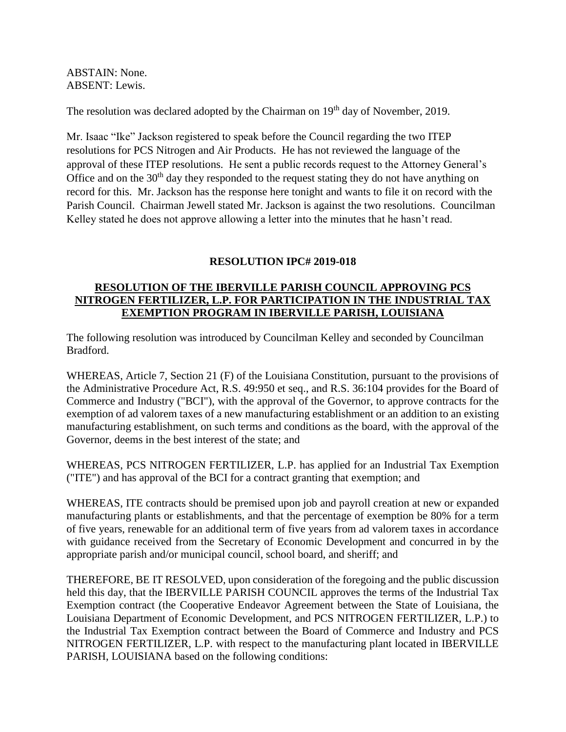ABSTAIN: None.
ABSENT: Lewis.

The resolution was declared adopted by the Chairman on 19th day of November, 2019.

Mr. Isaac "Ike" Jackson registered to speak before the Council regarding the two ITEP resolutions for PCS Nitrogen and Air Products. He has not reviewed the language of the approval of these ITEP resolutions. He sent a public records request to the Attorney General's Office and on the 30th day they responded to the request stating they do not have anything on record for this. Mr. Jackson has the response here tonight and wants to file it on record with the Parish Council. Chairman Jewell stated Mr. Jackson is against the two resolutions. Councilman Kelley stated he does not approve allowing a letter into the minutes that he hasn't read.

**RESOLUTION IPC# 2019-018**

**RESOLUTION OF THE IBERVILLE PARISH COUNCIL APPROVING PCS NITROGEN FERTILIZER, L.P. FOR PARTICIPATION IN THE INDUSTRIAL TAX EXEMPTION PROGRAM IN IBERVILLE PARISH, LOUISIANA**

The following resolution was introduced by Councilman Kelley and seconded by Councilman Bradford.

WHEREAS, Article 7, Section 21 (F) of the Louisiana Constitution, pursuant to the provisions of the Administrative Procedure Act, R.S. 49:950 et seq., and R.S. 36:104 provides for the Board of Commerce and Industry ("BCI"), with the approval of the Governor, to approve contracts for the exemption of ad valorem taxes of a new manufacturing establishment or an addition to an existing manufacturing establishment, on such terms and conditions as the board, with the approval of the Governor, deems in the best interest of the state; and

WHEREAS, PCS NITROGEN FERTILIZER, L.P. has applied for an Industrial Tax Exemption ("ITE") and has approval of the BCI for a contract granting that exemption; and

WHEREAS, ITE contracts should be premised upon job and payroll creation at new or expanded manufacturing plants or establishments, and that the percentage of exemption be 80% for a term of five years, renewable for an additional term of five years from ad valorem taxes in accordance with guidance received from the Secretary of Economic Development and concurred in by the appropriate parish and/or municipal council, school board, and sheriff; and

THEREFORE, BE IT RESOLVED, upon consideration of the foregoing and the public discussion held this day, that the IBERVILLE PARISH COUNCIL approves the terms of the Industrial Tax Exemption contract (the Cooperative Endeavor Agreement between the State of Louisiana, the Louisiana Department of Economic Development, and PCS NITROGEN FERTILIZER, L.P.) to the Industrial Tax Exemption contract between the Board of Commerce and Industry and PCS NITROGEN FERTILIZER, L.P. with respect to the manufacturing plant located in IBERVILLE PARISH, LOUISIANA based on the following conditions: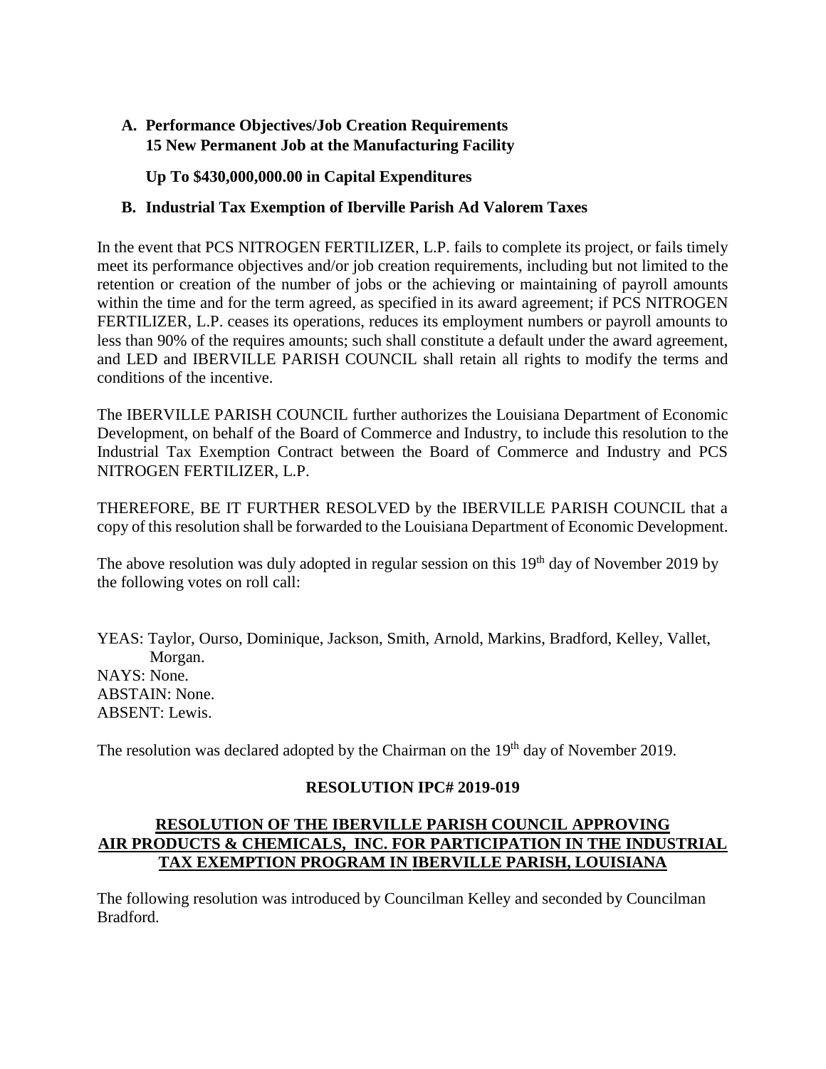**A. Performance Objectives/Job Creation Requirements**
**15 New Permanent Job at the Manufacturing Facility**

**Up To $430,000,000.00 in Capital Expenditures**

**B. Industrial Tax Exemption of Iberville Parish Ad Valorem Taxes**

In the event that PCS NITROGEN FERTILIZER, L.P. fails to complete its project, or fails timely meet its performance objectives and/or job creation requirements, including but not limited to the retention or creation of the number of jobs or the achieving or maintaining of payroll amounts within the time and for the term agreed, as specified in its award agreement; if PCS NITROGEN FERTILIZER, L.P. ceases its operations, reduces its employment numbers or payroll amounts to less than 90% of the requires amounts; such shall constitute a default under the award agreement, and LED and IBERVILLE PARISH COUNCIL shall retain all rights to modify the terms and conditions of the incentive.

The IBERVILLE PARISH COUNCIL further authorizes the Louisiana Department of Economic Development, on behalf of the Board of Commerce and Industry, to include this resolution to the Industrial Tax Exemption Contract between the Board of Commerce and Industry and PCS NITROGEN FERTILIZER, L.P.

THEREFORE, BE IT FURTHER RESOLVED by the IBERVILLE PARISH COUNCIL that a copy of this resolution shall be forwarded to the Louisiana Department of Economic Development.

The above resolution was duly adopted in regular session on this 19th day of November 2019 by the following votes on roll call:

YEAS: Taylor, Ourso, Dominique, Jackson, Smith, Arnold, Markins, Bradford, Kelley, Vallet, Morgan.
NAYS: None.
ABSTAIN: None.
ABSENT: Lewis.

The resolution was declared adopted by the Chairman on the 19th day of November 2019.

**RESOLUTION IPC# 2019-019**

**RESOLUTION OF THE IBERVILLE PARISH COUNCIL APPROVING AIR PRODUCTS & CHEMICALS, INC. FOR PARTICIPATION IN THE INDUSTRIAL TAX EXEMPTION PROGRAM IN IBERVILLE PARISH, LOUISIANA**

The following resolution was introduced by Councilman Kelley and seconded by Councilman Bradford.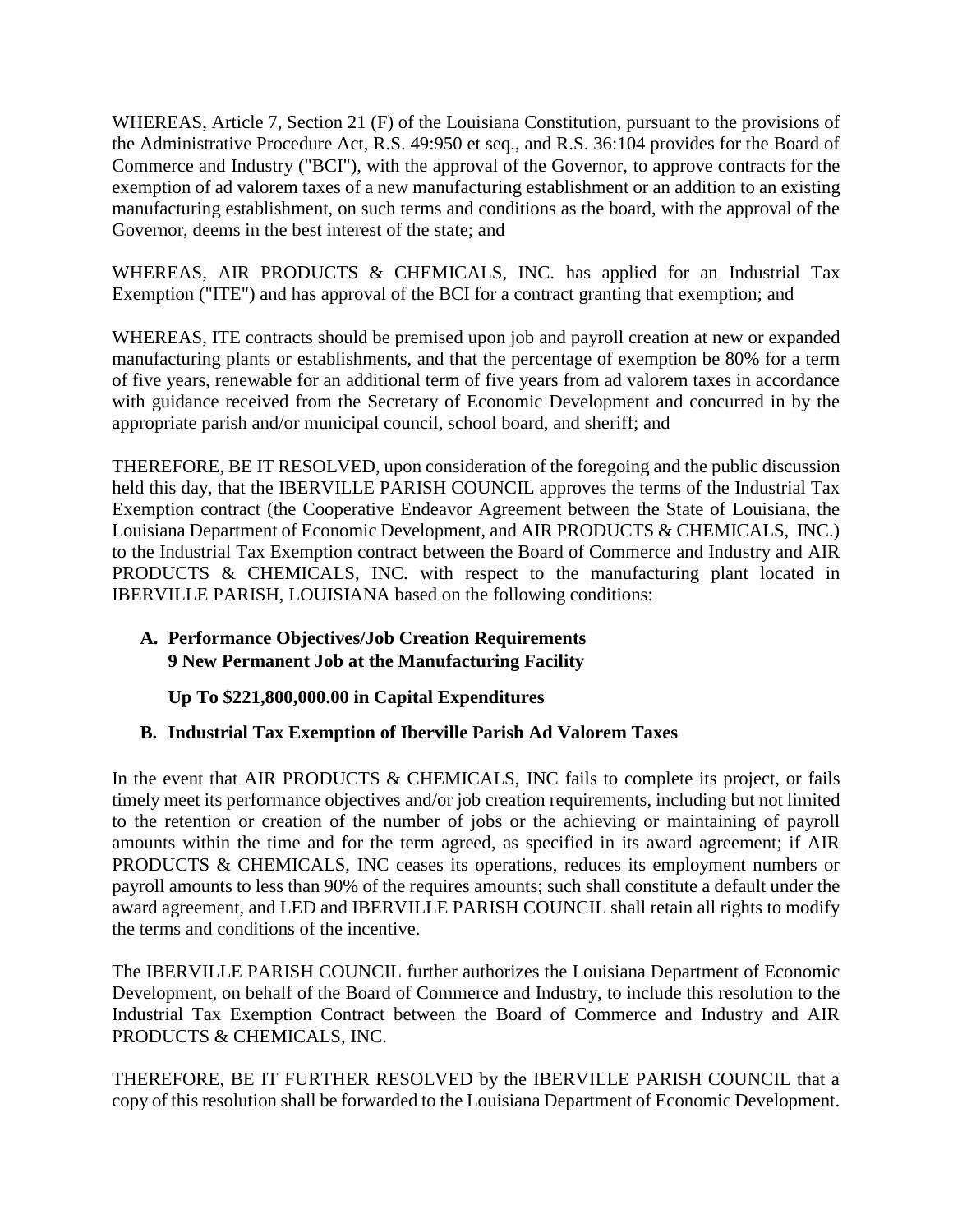WHEREAS, Article 7, Section 21 (F) of the Louisiana Constitution, pursuant to the provisions of the Administrative Procedure Act, R.S. 49:950 et seq., and R.S. 36:104 provides for the Board of Commerce and Industry ("BCI"), with the approval of the Governor, to approve contracts for the exemption of ad valorem taxes of a new manufacturing establishment or an addition to an existing manufacturing establishment, on such terms and conditions as the board, with the approval of the Governor, deems in the best interest of the state; and

WHEREAS, AIR PRODUCTS & CHEMICALS, INC. has applied for an Industrial Tax Exemption ("ITE") and has approval of the BCI for a contract granting that exemption; and

WHEREAS, ITE contracts should be premised upon job and payroll creation at new or expanded manufacturing plants or establishments, and that the percentage of exemption be 80% for a term of five years, renewable for an additional term of five years from ad valorem taxes in accordance with guidance received from the Secretary of Economic Development and concurred in by the appropriate parish and/or municipal council, school board, and sheriff; and

THEREFORE, BE IT RESOLVED, upon consideration of the foregoing and the public discussion held this day, that the IBERVILLE PARISH COUNCIL approves the terms of the Industrial Tax Exemption contract (the Cooperative Endeavor Agreement between the State of Louisiana, the Louisiana Department of Economic Development, and AIR PRODUCTS & CHEMICALS, INC.) to the Industrial Tax Exemption contract between the Board of Commerce and Industry and AIR PRODUCTS & CHEMICALS, INC. with respect to the manufacturing plant located in IBERVILLE PARISH, LOUISIANA based on the following conditions:

**A. Performance Objectives/Job Creation Requirements**
**9 New Permanent Job at the Manufacturing Facility**

**Up To $221,800,000.00 in Capital Expenditures**

**B. Industrial Tax Exemption of Iberville Parish Ad Valorem Taxes**

In the event that AIR PRODUCTS & CHEMICALS, INC fails to complete its project, or fails timely meet its performance objectives and/or job creation requirements, including but not limited to the retention or creation of the number of jobs or the achieving or maintaining of payroll amounts within the time and for the term agreed, as specified in its award agreement; if AIR PRODUCTS & CHEMICALS, INC ceases its operations, reduces its employment numbers or payroll amounts to less than 90% of the requires amounts; such shall constitute a default under the award agreement, and LED and IBERVILLE PARISH COUNCIL shall retain all rights to modify the terms and conditions of the incentive.

The IBERVILLE PARISH COUNCIL further authorizes the Louisiana Department of Economic Development, on behalf of the Board of Commerce and Industry, to include this resolution to the Industrial Tax Exemption Contract between the Board of Commerce and Industry and AIR PRODUCTS & CHEMICALS, INC.

THEREFORE, BE IT FURTHER RESOLVED by the IBERVILLE PARISH COUNCIL that a copy of this resolution shall be forwarded to the Louisiana Department of Economic Development.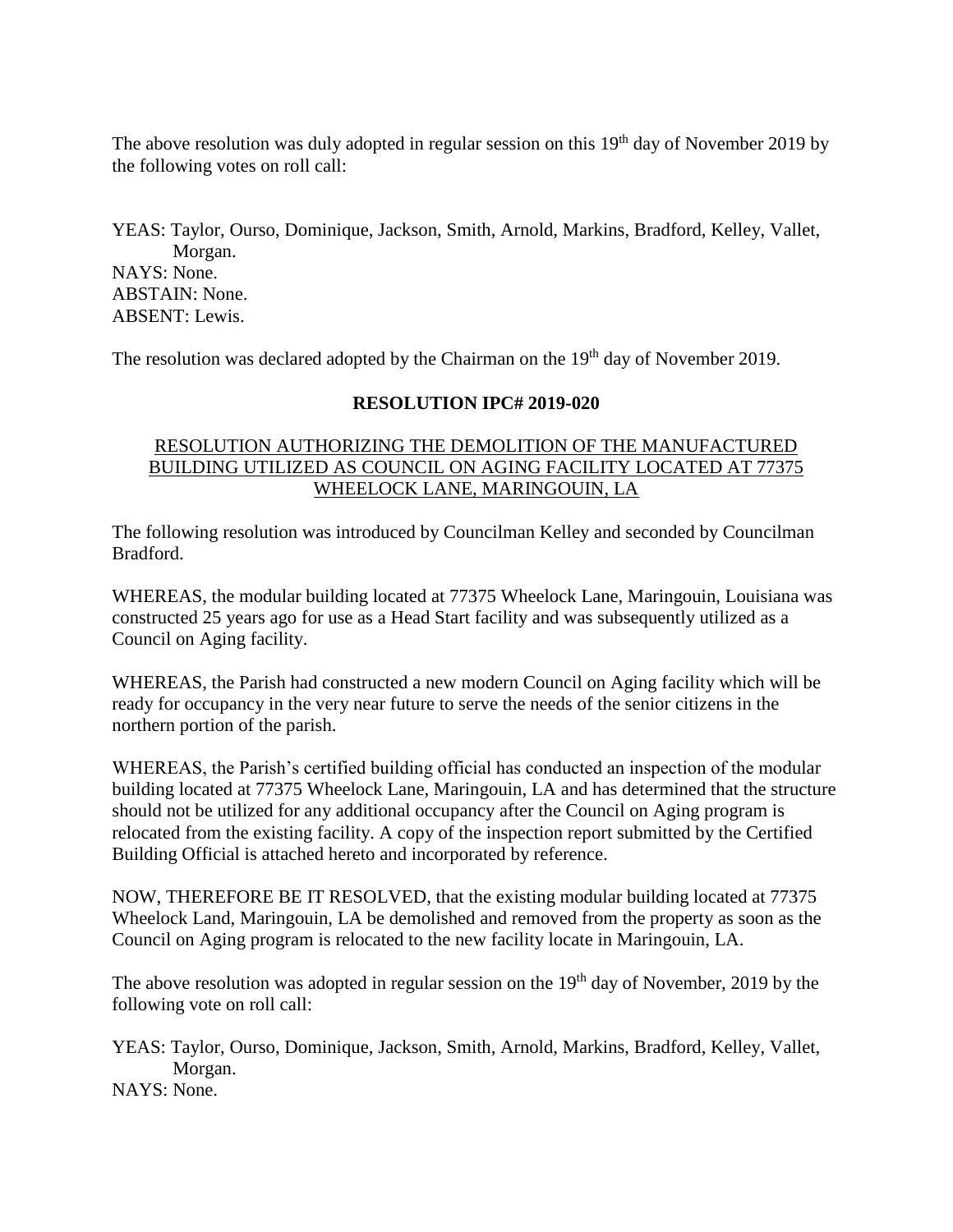The above resolution was duly adopted in regular session on this 19th day of November 2019 by the following votes on roll call:

YEAS: Taylor, Ourso, Dominique, Jackson, Smith, Arnold, Markins, Bradford, Kelley, Vallet, Morgan.
NAYS: None.
ABSTAIN: None.
ABSENT: Lewis.

The resolution was declared adopted by the Chairman on the 19th day of November 2019.

**RESOLUTION IPC# 2019-020**

RESOLUTION AUTHORIZING THE DEMOLITION OF THE MANUFACTURED BUILDING UTILIZED AS COUNCIL ON AGING FACILITY LOCATED AT 77375 WHEELOCK LANE, MARINGOUIN, LA

The following resolution was introduced by Councilman Kelley and seconded by Councilman Bradford.

WHEREAS, the modular building located at 77375 Wheelock Lane, Maringouin, Louisiana was constructed 25 years ago for use as a Head Start facility and was subsequently utilized as a Council on Aging facility.

WHEREAS, the Parish had constructed a new modern Council on Aging facility which will be ready for occupancy in the very near future to serve the needs of the senior citizens in the northern portion of the parish.

WHEREAS, the Parish's certified building official has conducted an inspection of the modular building located at 77375 Wheelock Lane, Maringouin, LA and has determined that the structure should not be utilized for any additional occupancy after the Council on Aging program is relocated from the existing facility. A copy of the inspection report submitted by the Certified Building Official is attached hereto and incorporated by reference.

NOW, THEREFORE BE IT RESOLVED, that the existing modular building located at 77375 Wheelock Land, Maringouin, LA be demolished and removed from the property as soon as the Council on Aging program is relocated to the new facility locate in Maringouin, LA.

The above resolution was adopted in regular session on the 19th day of November, 2019 by the following vote on roll call:

YEAS: Taylor, Ourso, Dominique, Jackson, Smith, Arnold, Markins, Bradford, Kelley, Vallet, Morgan.
NAYS: None.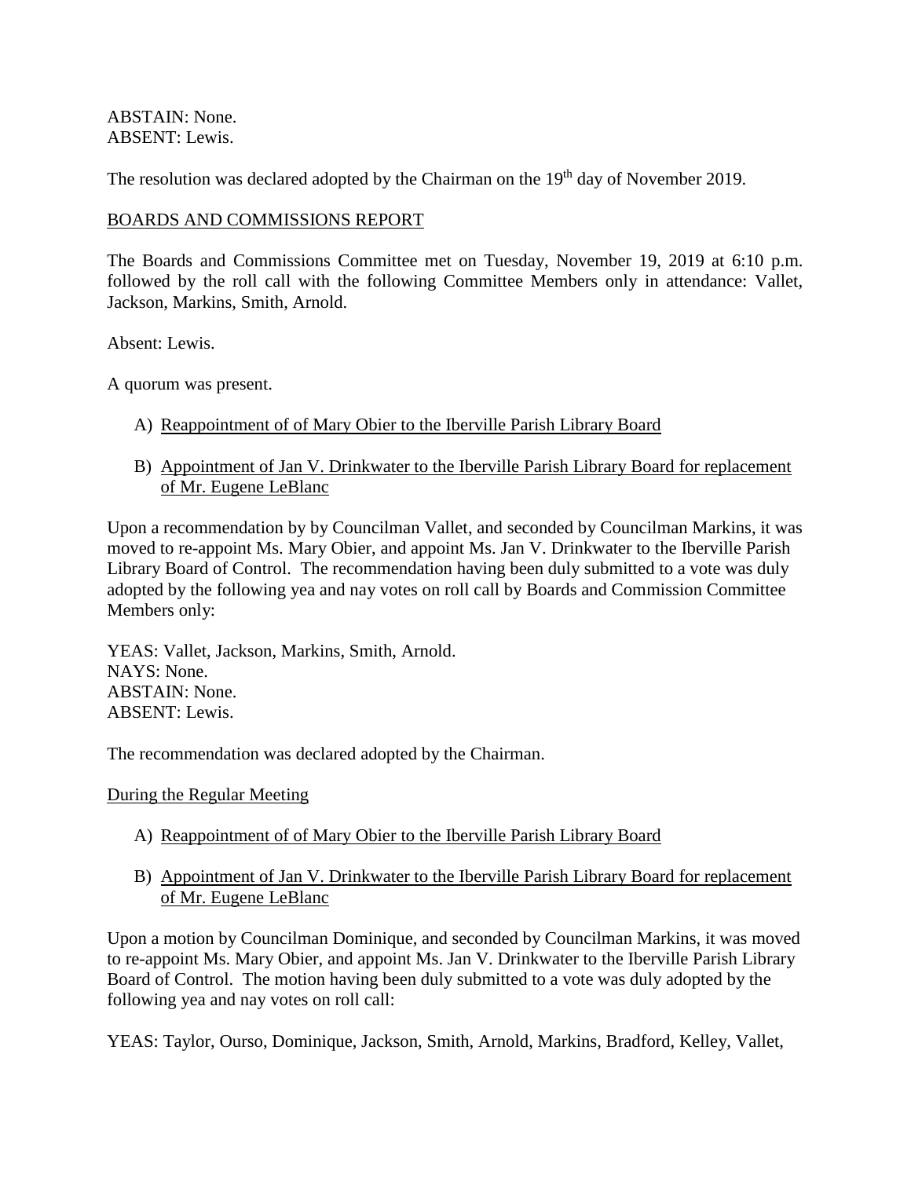ABSTAIN: None.
ABSENT: Lewis.

The resolution was declared adopted by the Chairman on the 19th day of November 2019.

BOARDS AND COMMISSIONS REPORT

The Boards and Commissions Committee met on Tuesday, November 19, 2019 at 6:10 p.m. followed by the roll call with the following Committee Members only in attendance: Vallet, Jackson, Markins, Smith, Arnold.

Absent: Lewis.

A quorum was present.

A) Reappointment of of Mary Obier to the Iberville Parish Library Board

B) Appointment of Jan V. Drinkwater to the Iberville Parish Library Board for replacement of Mr. Eugene LeBlanc

Upon a recommendation by by Councilman Vallet, and seconded by Councilman Markins, it was moved to re-appoint Ms. Mary Obier, and appoint Ms. Jan V. Drinkwater to the Iberville Parish Library Board of Control. The recommendation having been duly submitted to a vote was duly adopted by the following yea and nay votes on roll call by Boards and Commission Committee Members only:

YEAS: Vallet, Jackson, Markins, Smith, Arnold.
NAYS: None.
ABSTAIN: None.
ABSENT: Lewis.

The recommendation was declared adopted by the Chairman.

During the Regular Meeting

A) Reappointment of of Mary Obier to the Iberville Parish Library Board

B) Appointment of Jan V. Drinkwater to the Iberville Parish Library Board for replacement of Mr. Eugene LeBlanc

Upon a motion by Councilman Dominique, and seconded by Councilman Markins, it was moved to re-appoint Ms. Mary Obier, and appoint Ms. Jan V. Drinkwater to the Iberville Parish Library Board of Control. The motion having been duly submitted to a vote was duly adopted by the following yea and nay votes on roll call:

YEAS: Taylor, Ourso, Dominique, Jackson, Smith, Arnold, Markins, Bradford, Kelley, Vallet,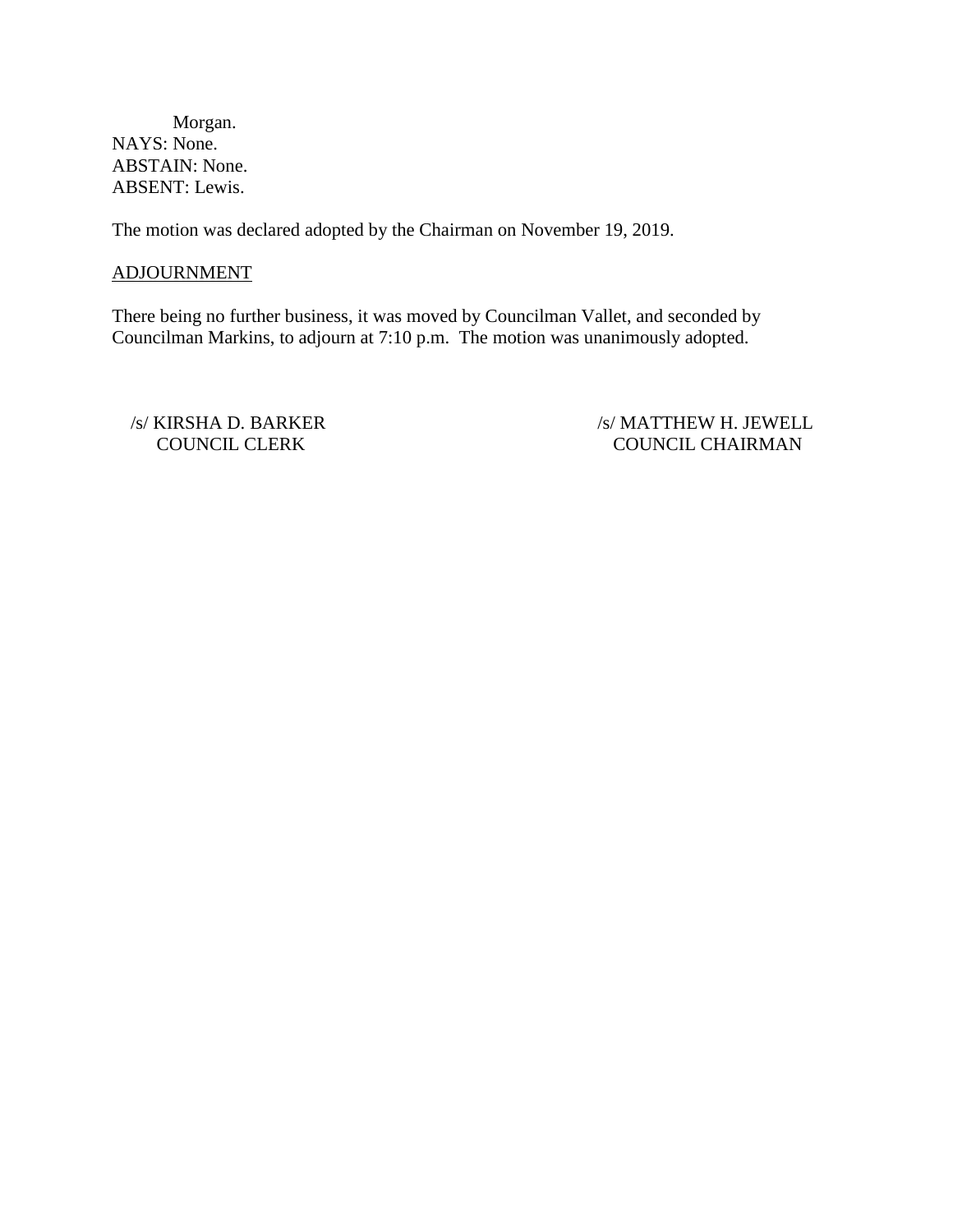Morgan.
NAYS: None.
ABSTAIN: None.
ABSENT: Lewis.

The motion was declared adopted by the Chairman on November 19, 2019.

ADJOURNMENT

There being no further business, it was moved by Councilman Vallet, and seconded by Councilman Markins, to adjourn at 7:10 p.m. The motion was unanimously adopted.

/s/ KIRSHA D. BARKER
COUNCIL CLERK

/s/ MATTHEW H. JEWELL
COUNCIL CHAIRMAN